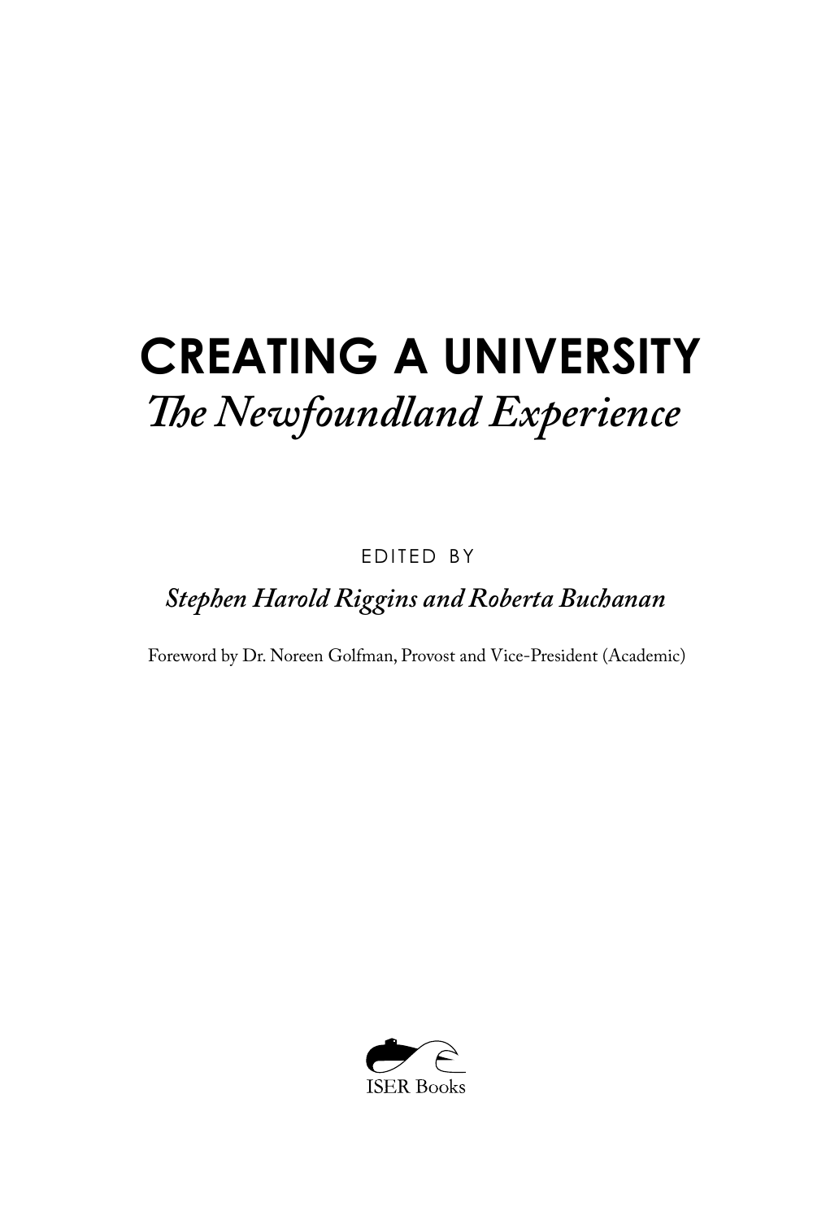# CREATING A UNIVERSITY

## *The Newfoundland Experience*

EDITED BY

***Stephen Harold Riggins and Roberta Buchanan***

Foreword by Dr. Noreen Golfman, Provost and Vice-President (Academic)

ISER Books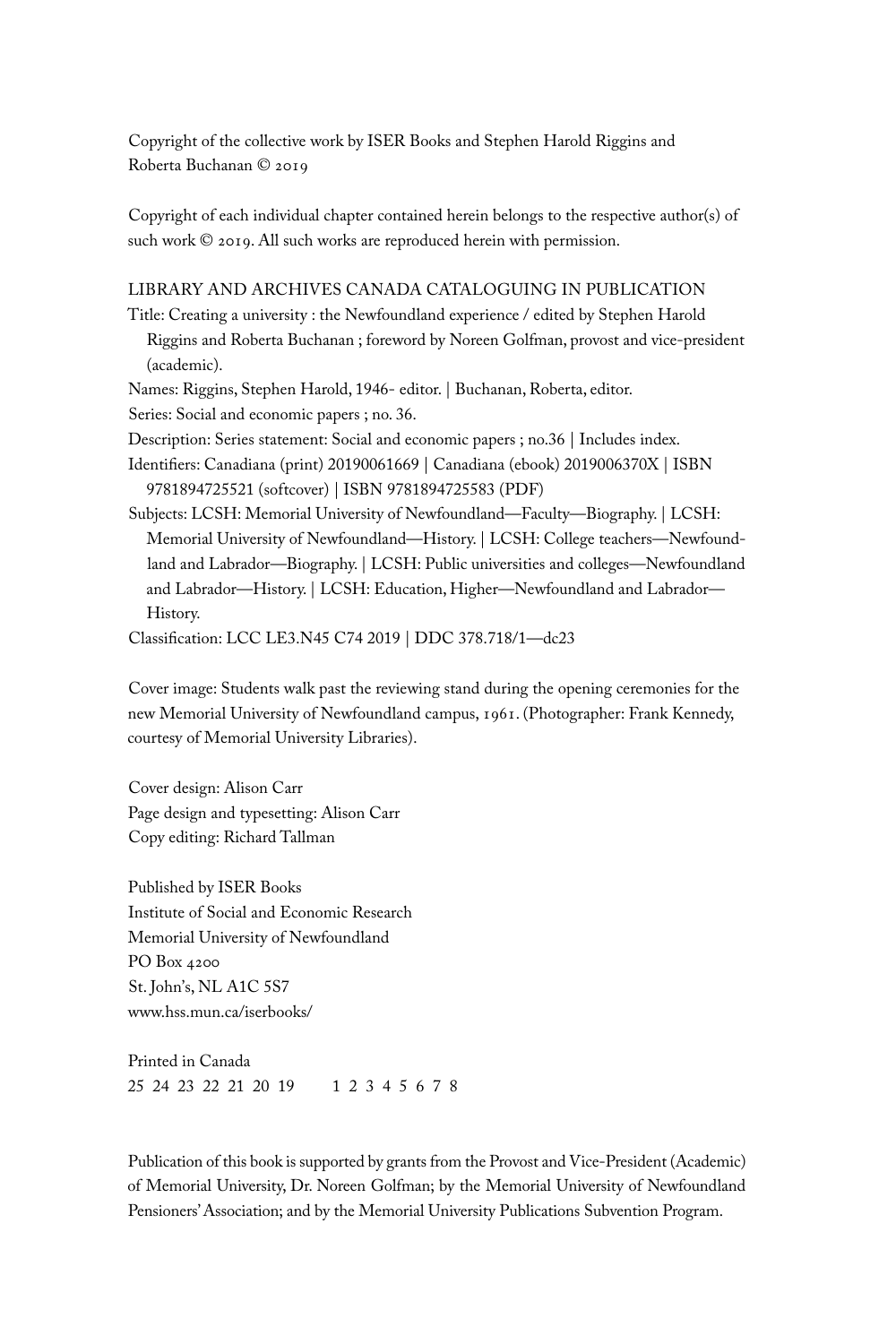Copyright of the collective work by ISER Books and Stephen Harold Riggins and Roberta Buchanan © 2019

Copyright of each individual chapter contained herein belongs to the respective author(s) of such work © 2019. All such works are reproduced herein with permission.

LIBRARY AND ARCHIVES CANADA CATALOGUING IN PUBLICATION

Title: Creating a university : the Newfoundland experience / edited by Stephen Harold Riggins and Roberta Buchanan ; foreword by Noreen Golfman, provost and vice-president (academic).

Names: Riggins, Stephen Harold, 1946- editor. | Buchanan, Roberta, editor.

Series: Social and economic papers ; no. 36.

Description: Series statement: Social and economic papers ; no.36 | Includes index.

Identifiers: Canadiana (print) 20190061669 | Canadiana (ebook) 2019006370X | ISBN 9781894725521 (softcover) | ISBN 9781894725583 (PDF)

Subjects: LCSH: Memorial University of Newfoundland—Faculty—Biography. | LCSH: Memorial University of Newfoundland—History. | LCSH: College teachers—Newfoundland and Labrador—Biography. | LCSH: Public universities and colleges—Newfoundland and Labrador—History. | LCSH: Education, Higher—Newfoundland and Labrador—History.

Classification: LCC LE3.N45 C74 2019 | DDC 378.718/1—dc23

Cover image: Students walk past the reviewing stand during the opening ceremonies for the new Memorial University of Newfoundland campus, 1961. (Photographer: Frank Kennedy, courtesy of Memorial University Libraries).

Cover design: Alison Carr
Page design and typesetting: Alison Carr
Copy editing: Richard Tallman

Published by ISER Books
Institute of Social and Economic Research
Memorial University of Newfoundland
PO Box 4200
St. John's, NL A1C 5S7
www.hss.mun.ca/iserbooks/

Printed in Canada
25 24 23 22 21 20 19 1 2 3 4 5 6 7 8

Publication of this book is supported by grants from the Provost and Vice-President (Academic) of Memorial University, Dr. Noreen Golfman; by the Memorial University of Newfoundland Pensioners' Association; and by the Memorial University Publications Subvention Program.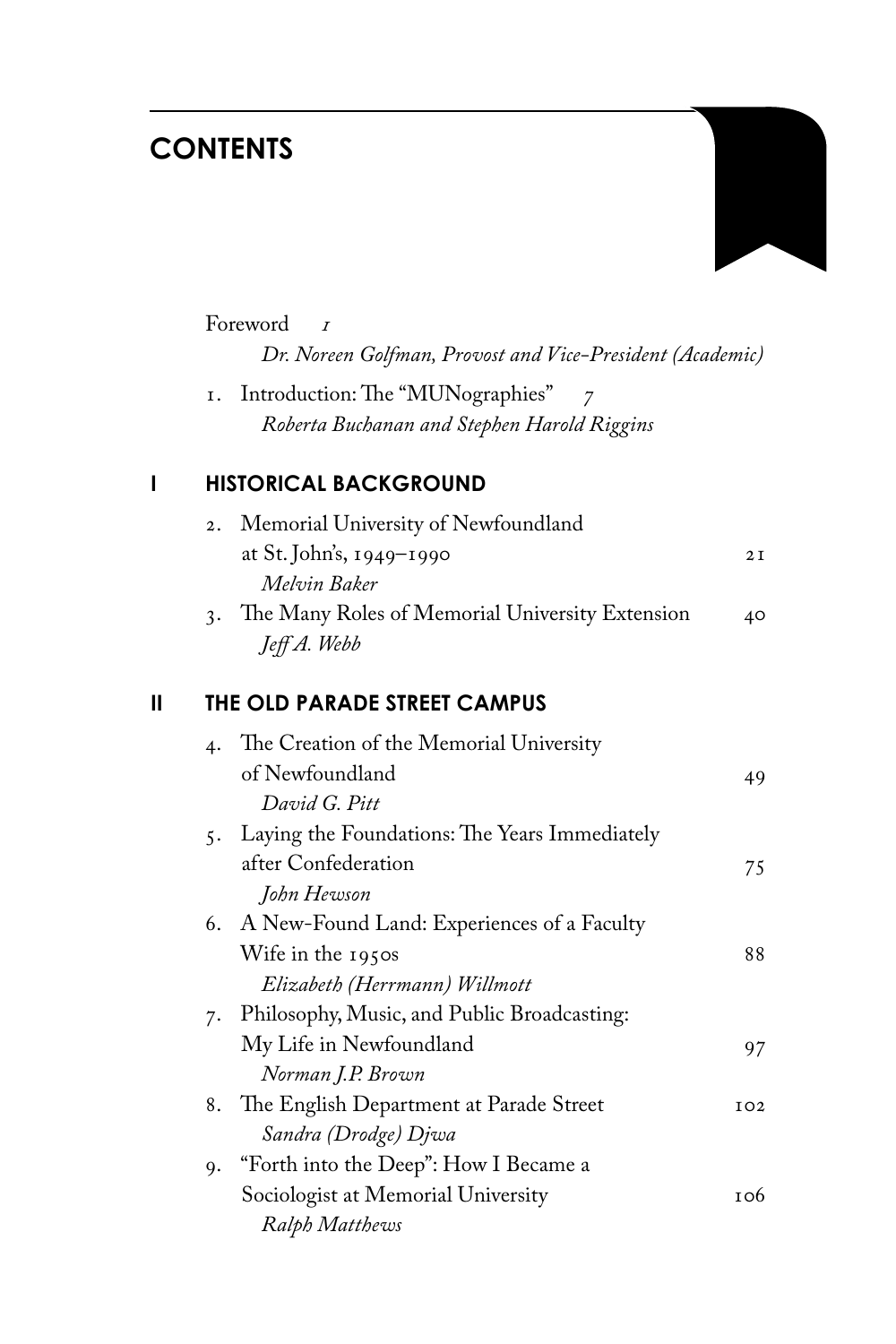# CONTENTS

Foreword 1
*Dr. Noreen Golfman, Provost and Vice-President (Academic)*

1. Introduction: The "MUNographies" 7
*Roberta Buchanan and Stephen Harold Riggins*

## I HISTORICAL BACKGROUND

2. Memorial University of Newfoundland at St. John's, 1949–1990 21
*Melvin Baker*
3. The Many Roles of Memorial University Extension 40
*Jeff A. Webb*

## II THE OLD PARADE STREET CAMPUS

4. The Creation of the Memorial University of Newfoundland 49
*David G. Pitt*
5. Laying the Foundations: The Years Immediately after Confederation 75
*John Hewson*
6. A New-Found Land: Experiences of a Faculty Wife in the 1950s 88
*Elizabeth (Herrmann) Willmott*
7. Philosophy, Music, and Public Broadcasting: My Life in Newfoundland 97
*Norman J.P. Brown*
8. The English Department at Parade Street 102
*Sandra (Drodge) Djwa*
9. "Forth into the Deep": How I Became a Sociologist at Memorial University 106
*Ralph Matthews*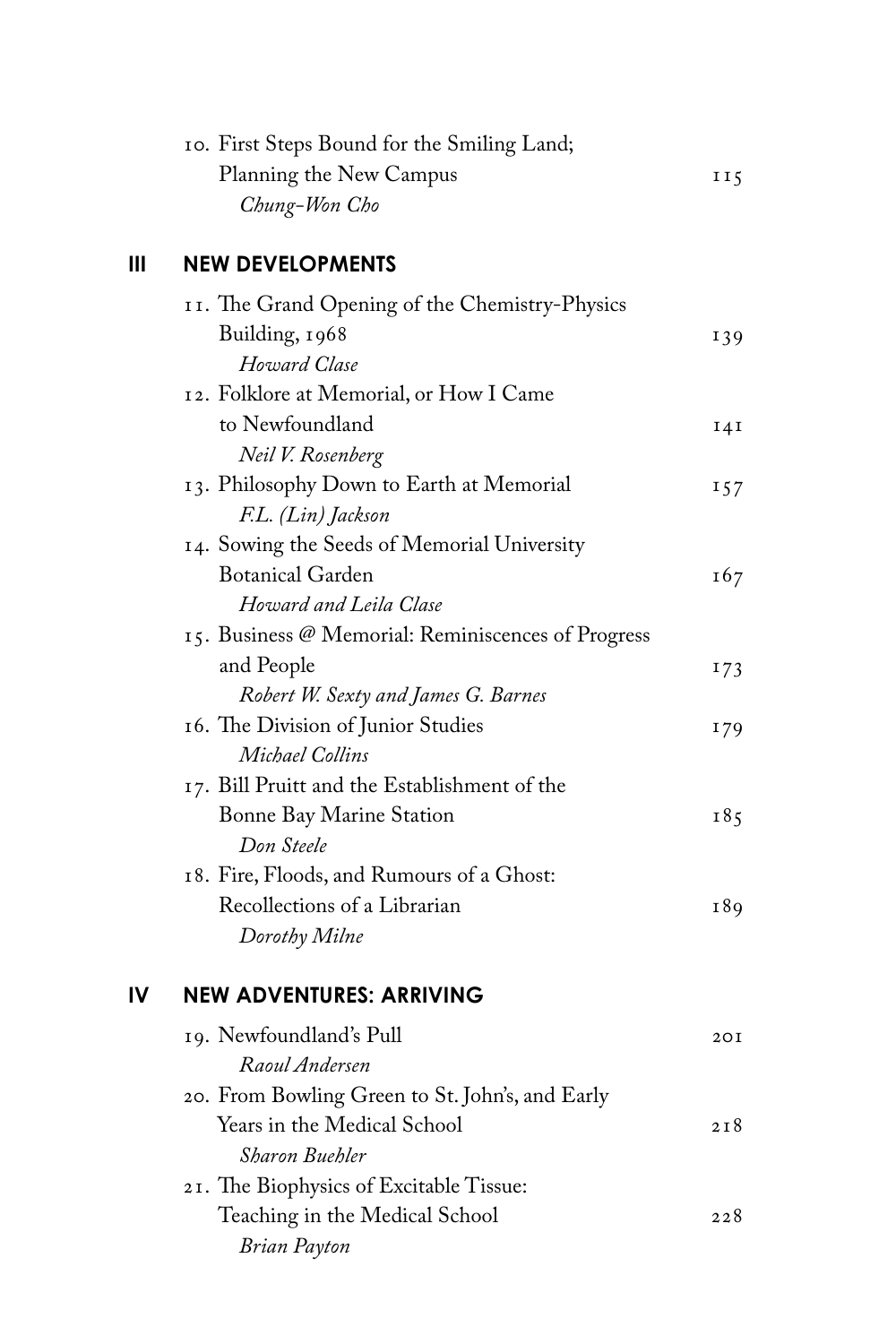10. First Steps Bound for the Smiling Land; Planning the New Campus — 115
    *Chung-Won Cho*

## III NEW DEVELOPMENTS

11. The Grand Opening of the Chemistry-Physics Building, 1968 — 139
    *Howard Clase*
12. Folklore at Memorial, or How I Came to Newfoundland — 141
    *Neil V. Rosenberg*
13. Philosophy Down to Earth at Memorial — 157
    *F.L. (Lin) Jackson*
14. Sowing the Seeds of Memorial University Botanical Garden — 167
    *Howard and Leila Clase*
15. Business @ Memorial: Reminiscences of Progress and People — 173
    *Robert W. Sexty and James G. Barnes*
16. The Division of Junior Studies — 179
    *Michael Collins*
17. Bill Pruitt and the Establishment of the Bonne Bay Marine Station — 185
    *Don Steele*
18. Fire, Floods, and Rumours of a Ghost: Recollections of a Librarian — 189
    *Dorothy Milne*

## IV NEW ADVENTURES: ARRIVING

19. Newfoundland's Pull — 201
    *Raoul Andersen*
20. From Bowling Green to St. John's, and Early Years in the Medical School — 218
    *Sharon Buehler*
21. The Biophysics of Excitable Tissue: Teaching in the Medical School — 228
    *Brian Payton*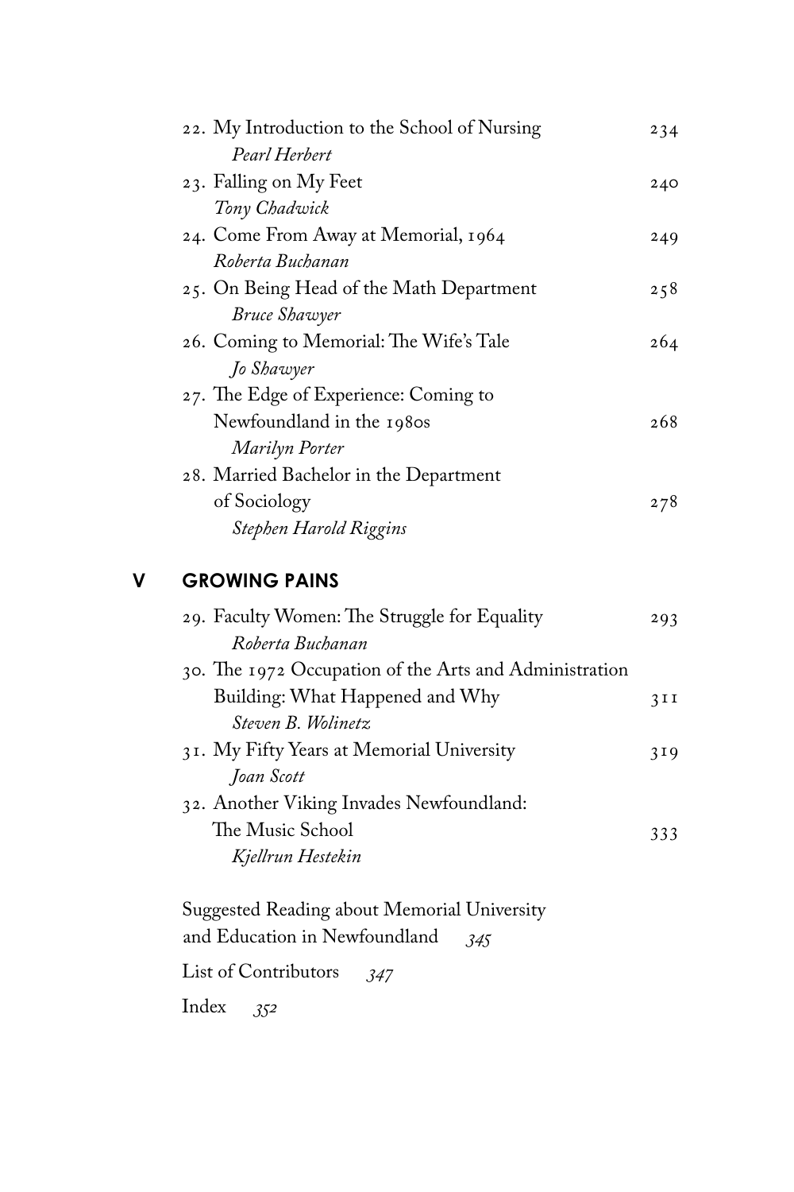22. My Introduction to the School of Nursing 234
    *Pearl Herbert*
23. Falling on My Feet 240
    *Tony Chadwick*
24. Come From Away at Memorial, 1964 249
    *Roberta Buchanan*
25. On Being Head of the Math Department 258
    *Bruce Shawyer*
26. Coming to Memorial: The Wife's Tale 264
    *Jo Shawyer*
27. The Edge of Experience: Coming to Newfoundland in the 1980s 268
    *Marilyn Porter*
28. Married Bachelor in the Department of Sociology 278
    *Stephen Harold Riggins*

## V GROWING PAINS

29. Faculty Women: The Struggle for Equality 293
    *Roberta Buchanan*
30. The 1972 Occupation of the Arts and Administration Building: What Happened and Why 311
    *Steven B. Wolinetz*
31. My Fifty Years at Memorial University 319
    *Joan Scott*
32. Another Viking Invades Newfoundland: The Music School 333
    *Kjellrun Hestekin*

Suggested Reading about Memorial University and Education in Newfoundland *345*

List of Contributors *347*

Index *352*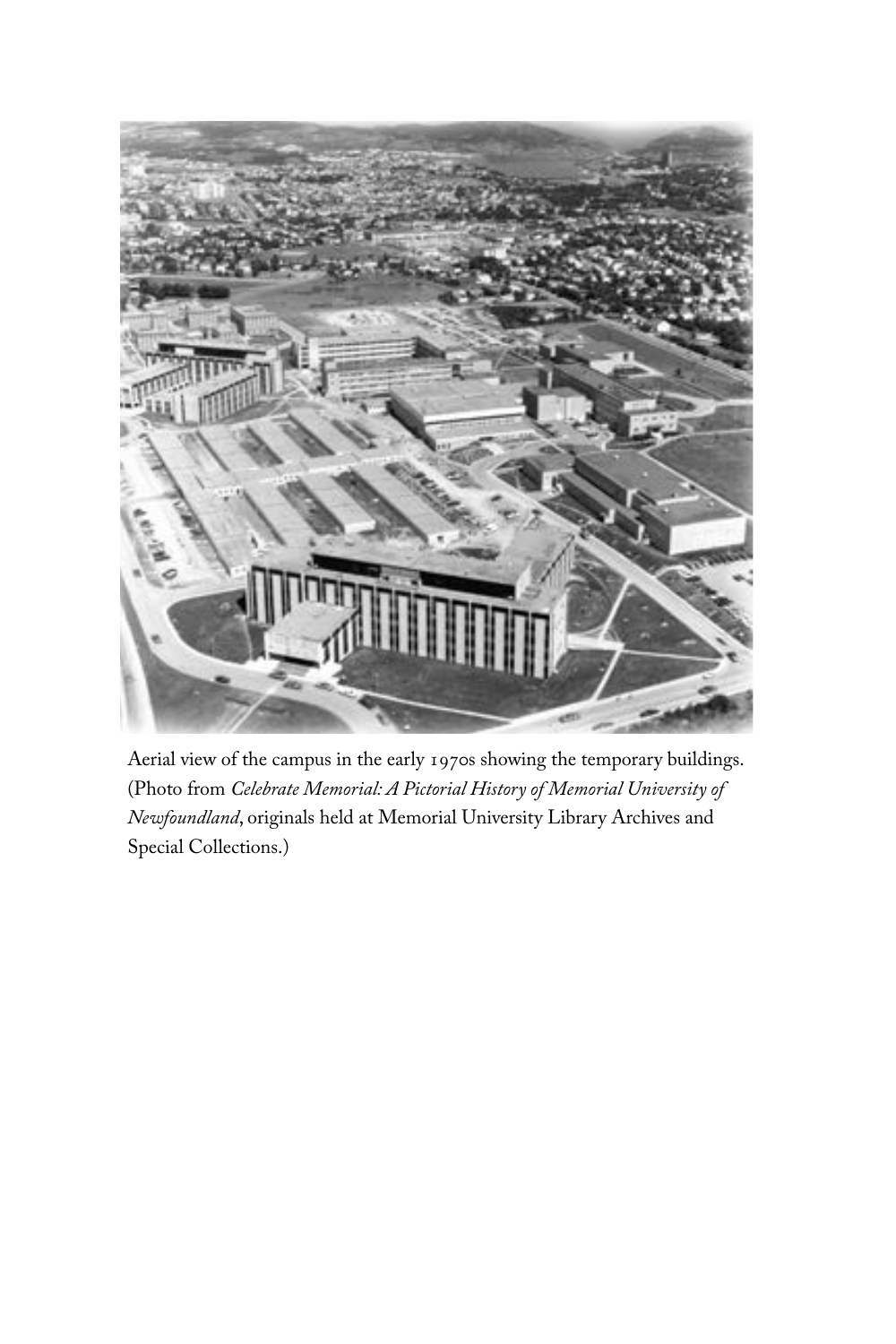Aerial view of the campus in the early 1970s showing the temporary buildings. (Photo from *Celebrate Memorial: A Pictorial History of Memorial University of Newfoundland*, originals held at Memorial University Library Archives and Special Collections.)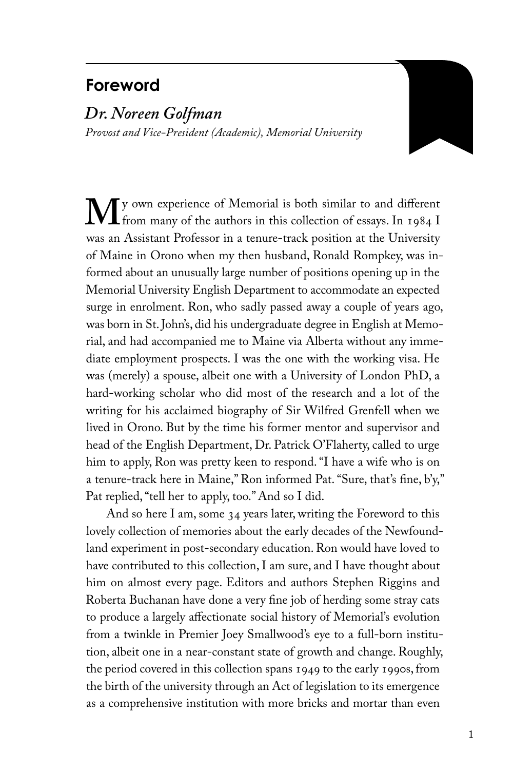## Foreword

***Dr. Noreen Golfman***

*Provost and Vice-President (Academic), Memorial University*

My own experience of Memorial is both similar to and different from many of the authors in this collection of essays. In 1984 I was an Assistant Professor in a tenure-track position at the University of Maine in Orono when my then husband, Ronald Rompkey, was informed about an unusually large number of positions opening up in the Memorial University English Department to accommodate an expected surge in enrolment. Ron, who sadly passed away a couple of years ago, was born in St. John's, did his undergraduate degree in English at Memorial, and had accompanied me to Maine via Alberta without any immediate employment prospects. I was the one with the working visa. He was (merely) a spouse, albeit one with a University of London PhD, a hard-working scholar who did most of the research and a lot of the writing for his acclaimed biography of Sir Wilfred Grenfell when we lived in Orono. But by the time his former mentor and supervisor and head of the English Department, Dr. Patrick O'Flaherty, called to urge him to apply, Ron was pretty keen to respond. "I have a wife who is on a tenure-track here in Maine," Ron informed Pat. "Sure, that's fine, b'y," Pat replied, "tell her to apply, too." And so I did.

And so here I am, some 34 years later, writing the Foreword to this lovely collection of memories about the early decades of the Newfoundland experiment in post-secondary education. Ron would have loved to have contributed to this collection, I am sure, and I have thought about him on almost every page. Editors and authors Stephen Riggins and Roberta Buchanan have done a very fine job of herding some stray cats to produce a largely affectionate social history of Memorial's evolution from a twinkle in Premier Joey Smallwood's eye to a full-born institution, albeit one in a near-constant state of growth and change. Roughly, the period covered in this collection spans 1949 to the early 1990s, from the birth of the university through an Act of legislation to its emergence as a comprehensive institution with more bricks and mortar than even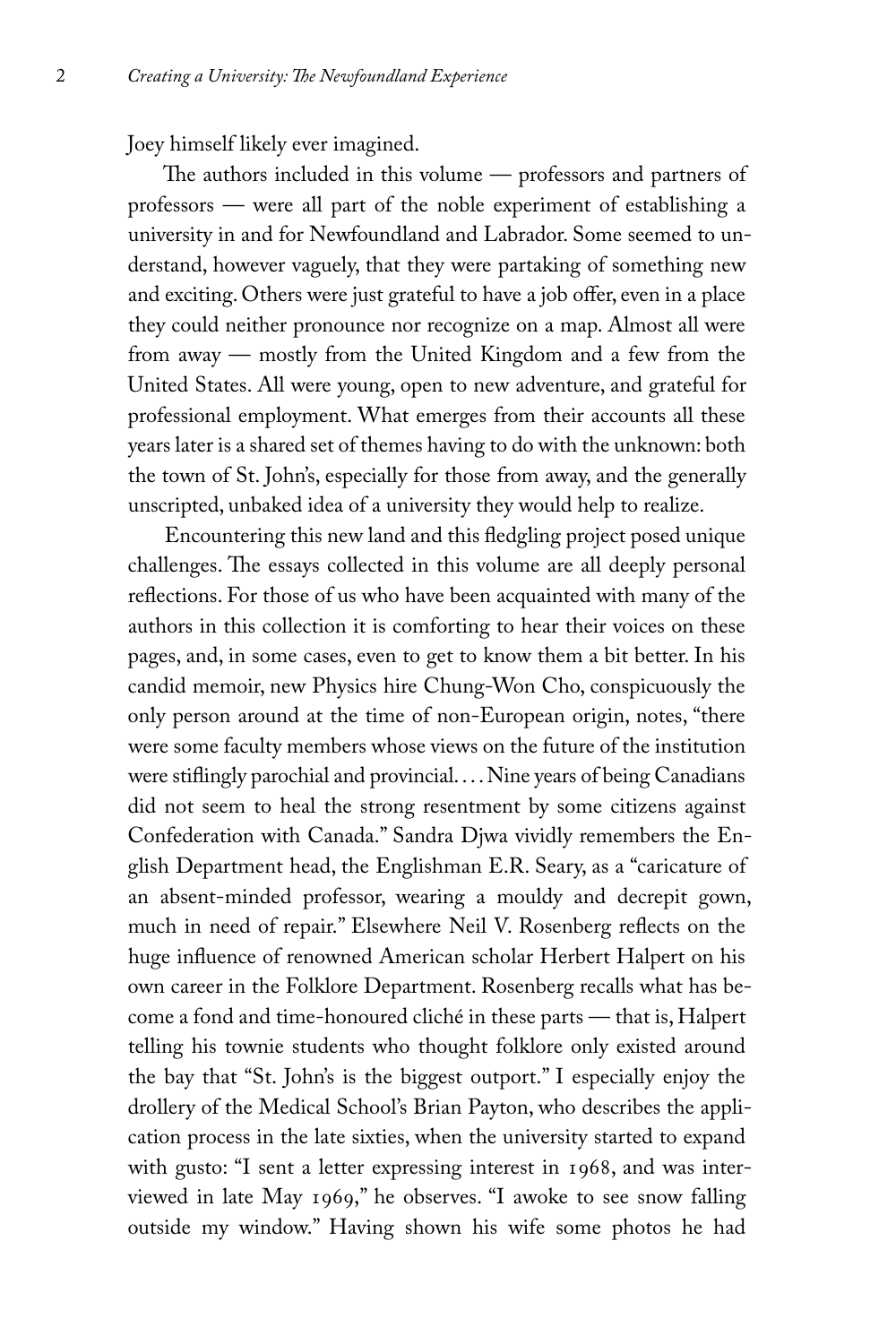Joey himself likely ever imagined.

The authors included in this volume — professors and partners of professors — were all part of the noble experiment of establishing a university in and for Newfoundland and Labrador. Some seemed to understand, however vaguely, that they were partaking of something new and exciting. Others were just grateful to have a job offer, even in a place they could neither pronounce nor recognize on a map. Almost all were from away — mostly from the United Kingdom and a few from the United States. All were young, open to new adventure, and grateful for professional employment. What emerges from their accounts all these years later is a shared set of themes having to do with the unknown: both the town of St. John's, especially for those from away, and the generally unscripted, unbaked idea of a university they would help to realize.

Encountering this new land and this fledgling project posed unique challenges. The essays collected in this volume are all deeply personal reflections. For those of us who have been acquainted with many of the authors in this collection it is comforting to hear their voices on these pages, and, in some cases, even to get to know them a bit better. In his candid memoir, new Physics hire Chung-Won Cho, conspicuously the only person around at the time of non-European origin, notes, "there were some faculty members whose views on the future of the institution were stiflingly parochial and provincial. . . . Nine years of being Canadians did not seem to heal the strong resentment by some citizens against Confederation with Canada." Sandra Djwa vividly remembers the English Department head, the Englishman E.R. Seary, as a "caricature of an absent-minded professor, wearing a mouldy and decrepit gown, much in need of repair." Elsewhere Neil V. Rosenberg reflects on the huge influence of renowned American scholar Herbert Halpert on his own career in the Folklore Department. Rosenberg recalls what has become a fond and time-honoured cliché in these parts — that is, Halpert telling his townie students who thought folklore only existed around the bay that "St. John's is the biggest outport." I especially enjoy the drollery of the Medical School's Brian Payton, who describes the application process in the late sixties, when the university started to expand with gusto: "I sent a letter expressing interest in 1968, and was interviewed in late May 1969," he observes. "I awoke to see snow falling outside my window." Having shown his wife some photos he had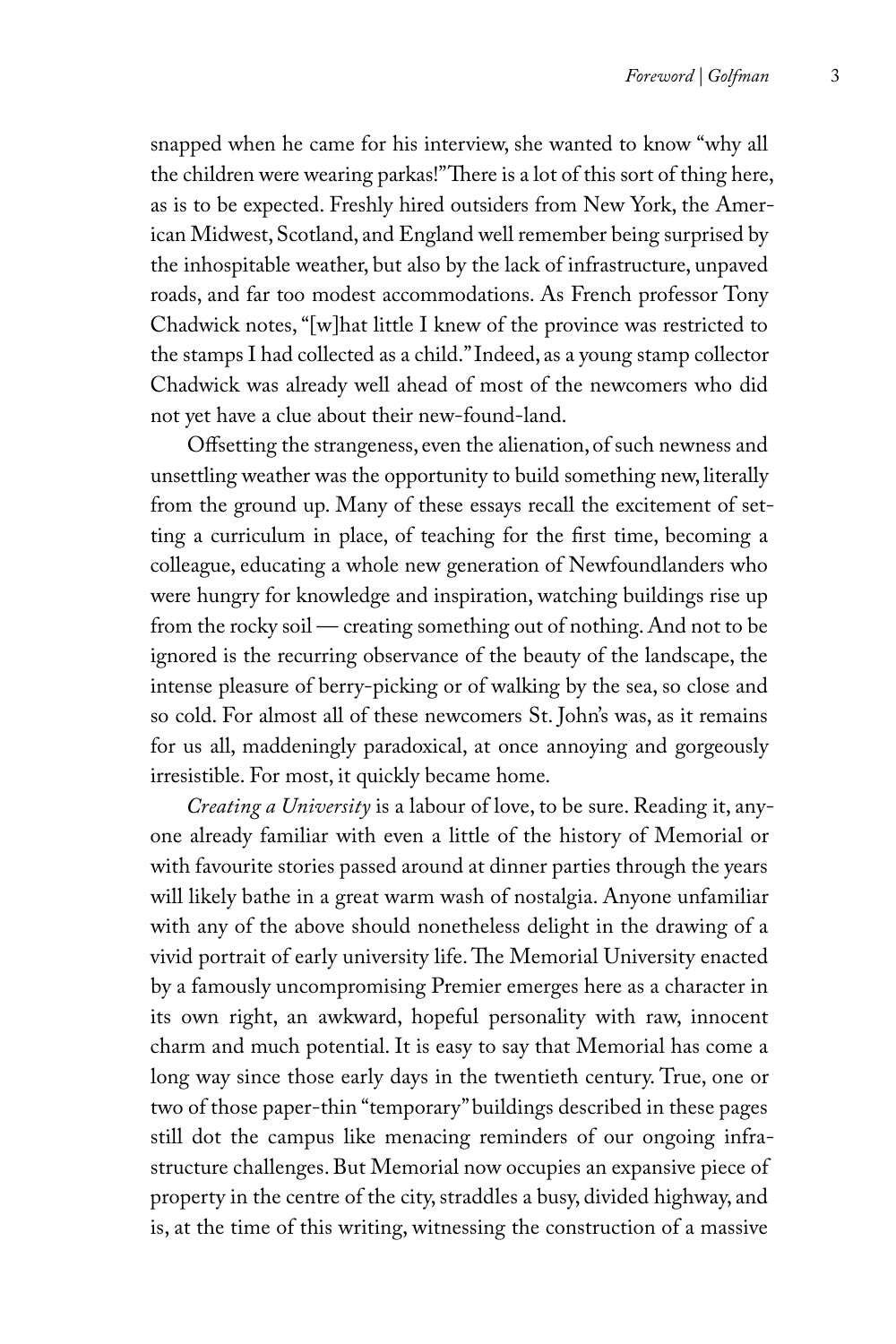snapped when he came for his interview, she wanted to know "why all the children were wearing parkas!" There is a lot of this sort of thing here, as is to be expected. Freshly hired outsiders from New York, the American Midwest, Scotland, and England well remember being surprised by the inhospitable weather, but also by the lack of infrastructure, unpaved roads, and far too modest accommodations. As French professor Tony Chadwick notes, "[w]hat little I knew of the province was restricted to the stamps I had collected as a child." Indeed, as a young stamp collector Chadwick was already well ahead of most of the newcomers who did not yet have a clue about their new-found-land.

Offsetting the strangeness, even the alienation, of such newness and unsettling weather was the opportunity to build something new, literally from the ground up. Many of these essays recall the excitement of setting a curriculum in place, of teaching for the first time, becoming a colleague, educating a whole new generation of Newfoundlanders who were hungry for knowledge and inspiration, watching buildings rise up from the rocky soil — creating something out of nothing. And not to be ignored is the recurring observance of the beauty of the landscape, the intense pleasure of berry-picking or of walking by the sea, so close and so cold. For almost all of these newcomers St. John's was, as it remains for us all, maddeningly paradoxical, at once annoying and gorgeously irresistible. For most, it quickly became home.

*Creating a University* is a labour of love, to be sure. Reading it, anyone already familiar with even a little of the history of Memorial or with favourite stories passed around at dinner parties through the years will likely bathe in a great warm wash of nostalgia. Anyone unfamiliar with any of the above should nonetheless delight in the drawing of a vivid portrait of early university life. The Memorial University enacted by a famously uncompromising Premier emerges here as a character in its own right, an awkward, hopeful personality with raw, innocent charm and much potential. It is easy to say that Memorial has come a long way since those early days in the twentieth century. True, one or two of those paper-thin "temporary" buildings described in these pages still dot the campus like menacing reminders of our ongoing infrastructure challenges. But Memorial now occupies an expansive piece of property in the centre of the city, straddles a busy, divided highway, and is, at the time of this writing, witnessing the construction of a massive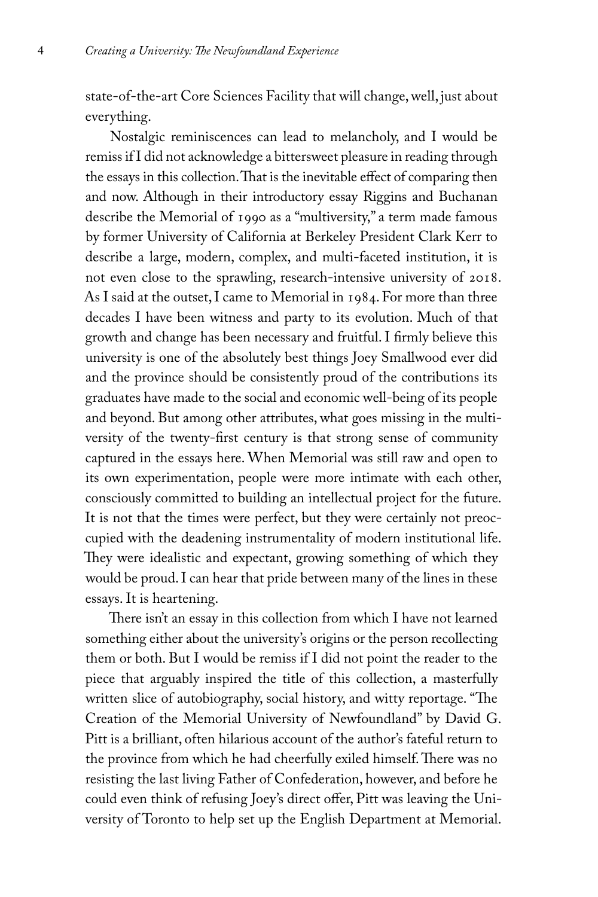state-of-the-art Core Sciences Facility that will change, well, just about everything.

Nostalgic reminiscences can lead to melancholy, and I would be remiss if I did not acknowledge a bittersweet pleasure in reading through the essays in this collection. That is the inevitable effect of comparing then and now. Although in their introductory essay Riggins and Buchanan describe the Memorial of 1990 as a "multiversity," a term made famous by former University of California at Berkeley President Clark Kerr to describe a large, modern, complex, and multi-faceted institution, it is not even close to the sprawling, research-intensive university of 2018. As I said at the outset, I came to Memorial in 1984. For more than three decades I have been witness and party to its evolution. Much of that growth and change has been necessary and fruitful. I firmly believe this university is one of the absolutely best things Joey Smallwood ever did and the province should be consistently proud of the contributions its graduates have made to the social and economic well-being of its people and beyond. But among other attributes, what goes missing in the multiversity of the twenty-first century is that strong sense of community captured in the essays here. When Memorial was still raw and open to its own experimentation, people were more intimate with each other, consciously committed to building an intellectual project for the future. It is not that the times were perfect, but they were certainly not preoccupied with the deadening instrumentality of modern institutional life. They were idealistic and expectant, growing something of which they would be proud. I can hear that pride between many of the lines in these essays. It is heartening.

There isn't an essay in this collection from which I have not learned something either about the university's origins or the person recollecting them or both. But I would be remiss if I did not point the reader to the piece that arguably inspired the title of this collection, a masterfully written slice of autobiography, social history, and witty reportage. "The Creation of the Memorial University of Newfoundland" by David G. Pitt is a brilliant, often hilarious account of the author's fateful return to the province from which he had cheerfully exiled himself. There was no resisting the last living Father of Confederation, however, and before he could even think of refusing Joey's direct offer, Pitt was leaving the University of Toronto to help set up the English Department at Memorial.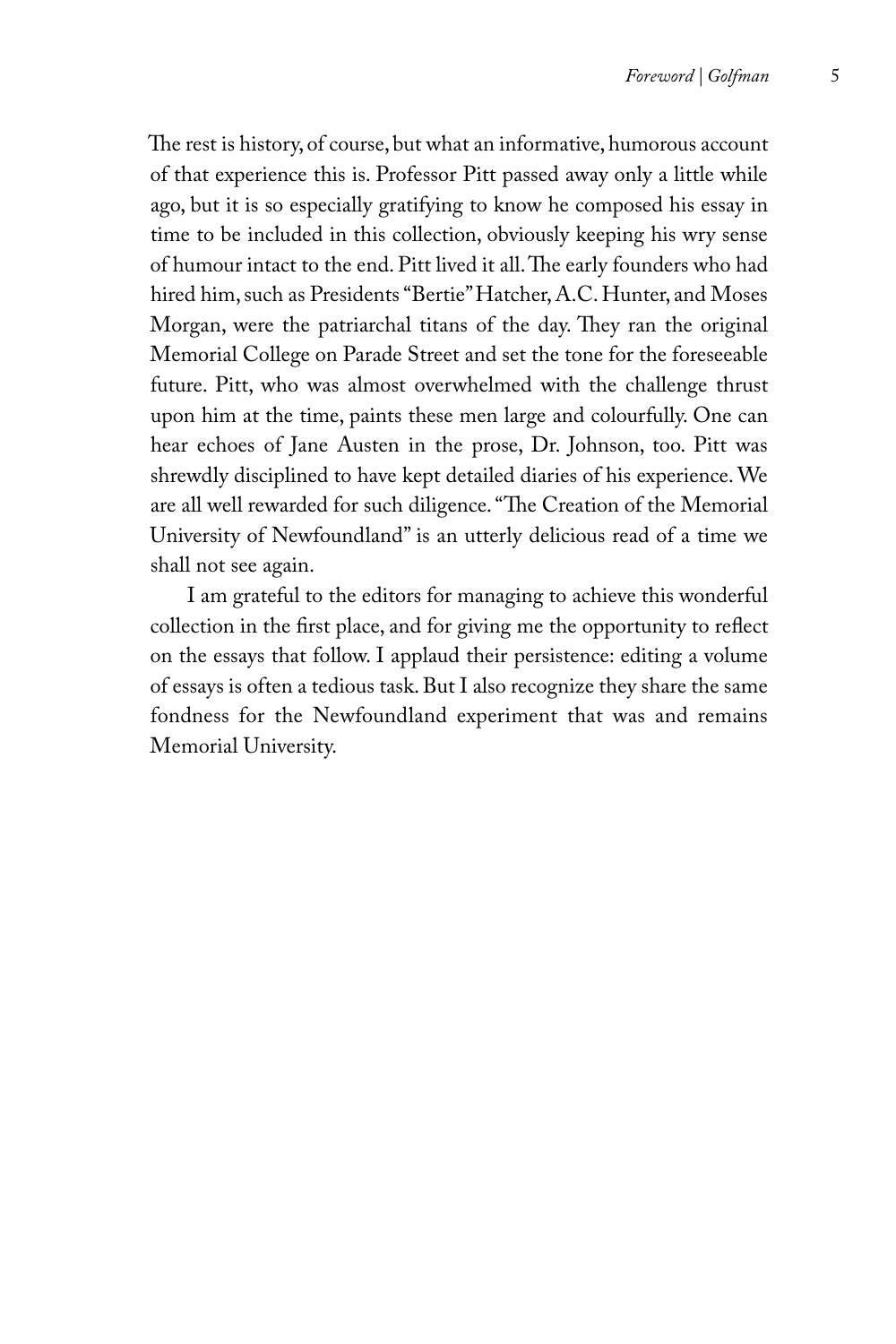The rest is history, of course, but what an informative, humorous account of that experience this is. Professor Pitt passed away only a little while ago, but it is so especially gratifying to know he composed his essay in time to be included in this collection, obviously keeping his wry sense of humour intact to the end. Pitt lived it all. The early founders who had hired him, such as Presidents "Bertie" Hatcher, A.C. Hunter, and Moses Morgan, were the patriarchal titans of the day. They ran the original Memorial College on Parade Street and set the tone for the foreseeable future. Pitt, who was almost overwhelmed with the challenge thrust upon him at the time, paints these men large and colourfully. One can hear echoes of Jane Austen in the prose, Dr. Johnson, too. Pitt was shrewdly disciplined to have kept detailed diaries of his experience. We are all well rewarded for such diligence. "The Creation of the Memorial University of Newfoundland" is an utterly delicious read of a time we shall not see again.

I am grateful to the editors for managing to achieve this wonderful collection in the first place, and for giving me the opportunity to reflect on the essays that follow. I applaud their persistence: editing a volume of essays is often a tedious task. But I also recognize they share the same fondness for the Newfoundland experiment that was and remains Memorial University.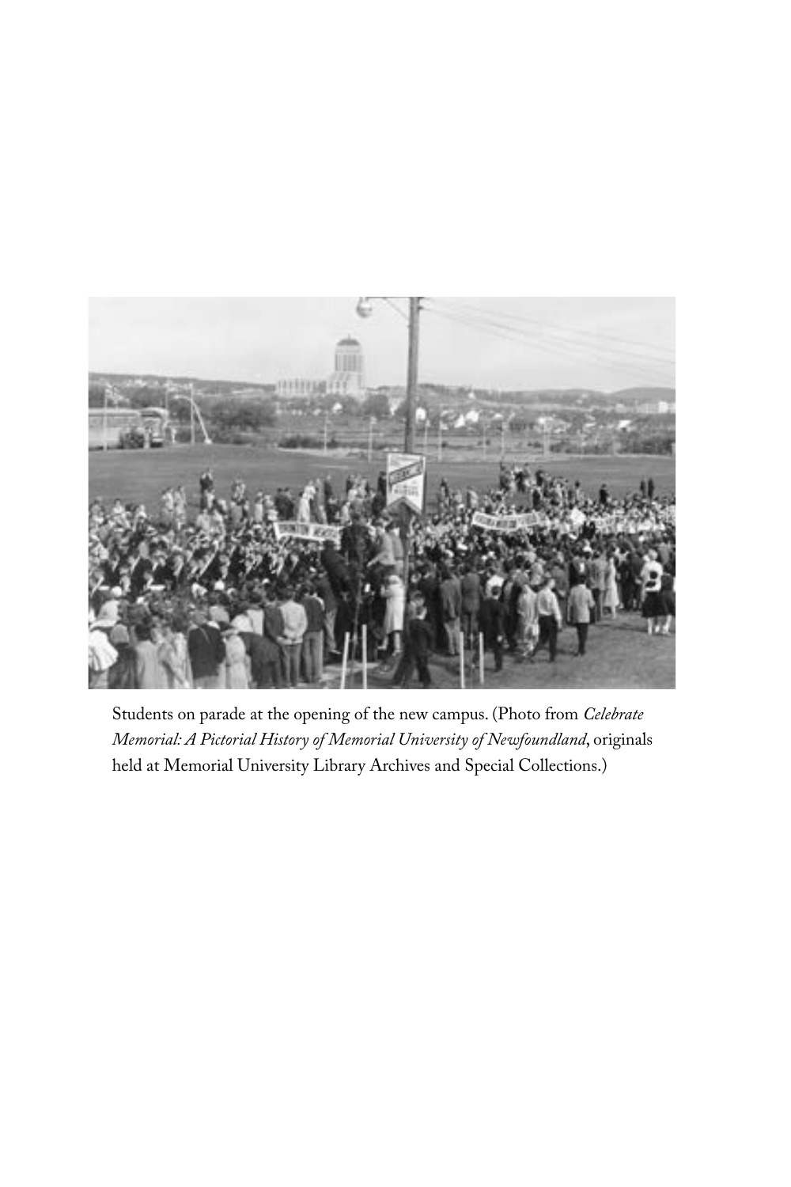Students on parade at the opening of the new campus. (Photo from *Celebrate Memorial: A Pictorial History of Memorial University of Newfoundland*, originals held at Memorial University Library Archives and Special Collections.)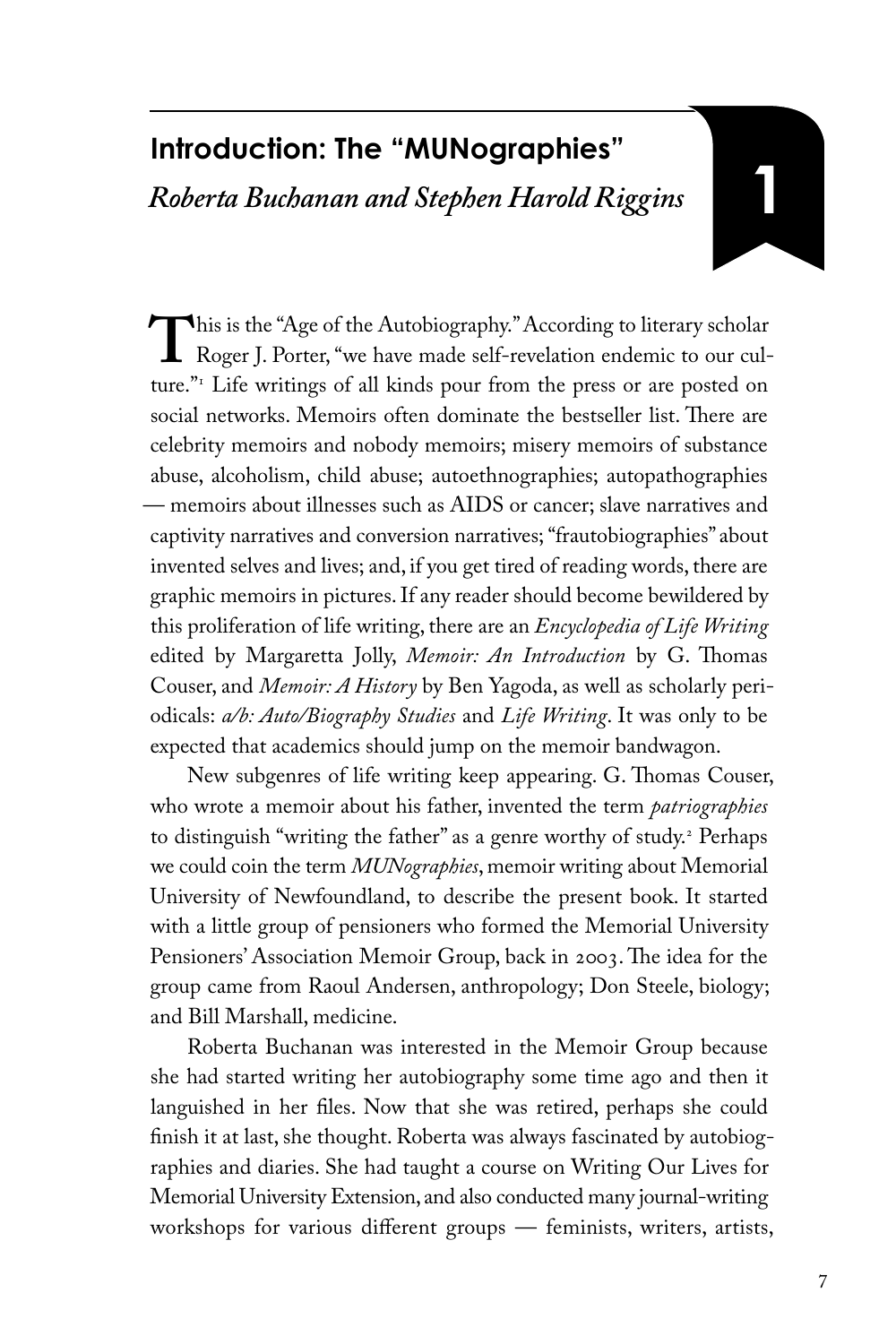# Introduction: The "MUNographies"

*Roberta Buchanan and Stephen Harold Riggins*

This is the "Age of the Autobiography." According to literary scholar Roger J. Porter, "we have made self-revelation endemic to our culture."[1] Life writings of all kinds pour from the press or are posted on social networks. Memoirs often dominate the bestseller list. There are celebrity memoirs and nobody memoirs; misery memoirs of substance abuse, alcoholism, child abuse; autoethnographies; autopathographies — memoirs about illnesses such as AIDS or cancer; slave narratives and captivity narratives and conversion narratives; "frautobiographies" about invented selves and lives; and, if you get tired of reading words, there are graphic memoirs in pictures. If any reader should become bewildered by this proliferation of life writing, there are an *Encyclopedia of Life Writing* edited by Margaretta Jolly, *Memoir: An Introduction* by G. Thomas Couser, and *Memoir: A History* by Ben Yagoda, as well as scholarly periodicals: *a/b: Auto/Biography Studies* and *Life Writing*. It was only to be expected that academics should jump on the memoir bandwagon.

New subgenres of life writing keep appearing. G. Thomas Couser, who wrote a memoir about his father, invented the term *patriographies* to distinguish "writing the father" as a genre worthy of study.[2] Perhaps we could coin the term *MUNographies*, memoir writing about Memorial University of Newfoundland, to describe the present book. It started with a little group of pensioners who formed the Memorial University Pensioners' Association Memoir Group, back in 2003. The idea for the group came from Raoul Andersen, anthropology; Don Steele, biology; and Bill Marshall, medicine.

Roberta Buchanan was interested in the Memoir Group because she had started writing her autobiography some time ago and then it languished in her files. Now that she was retired, perhaps she could finish it at last, she thought. Roberta was always fascinated by autobiographies and diaries. She had taught a course on Writing Our Lives for Memorial University Extension, and also conducted many journal-writing workshops for various different groups — feminists, writers, artists,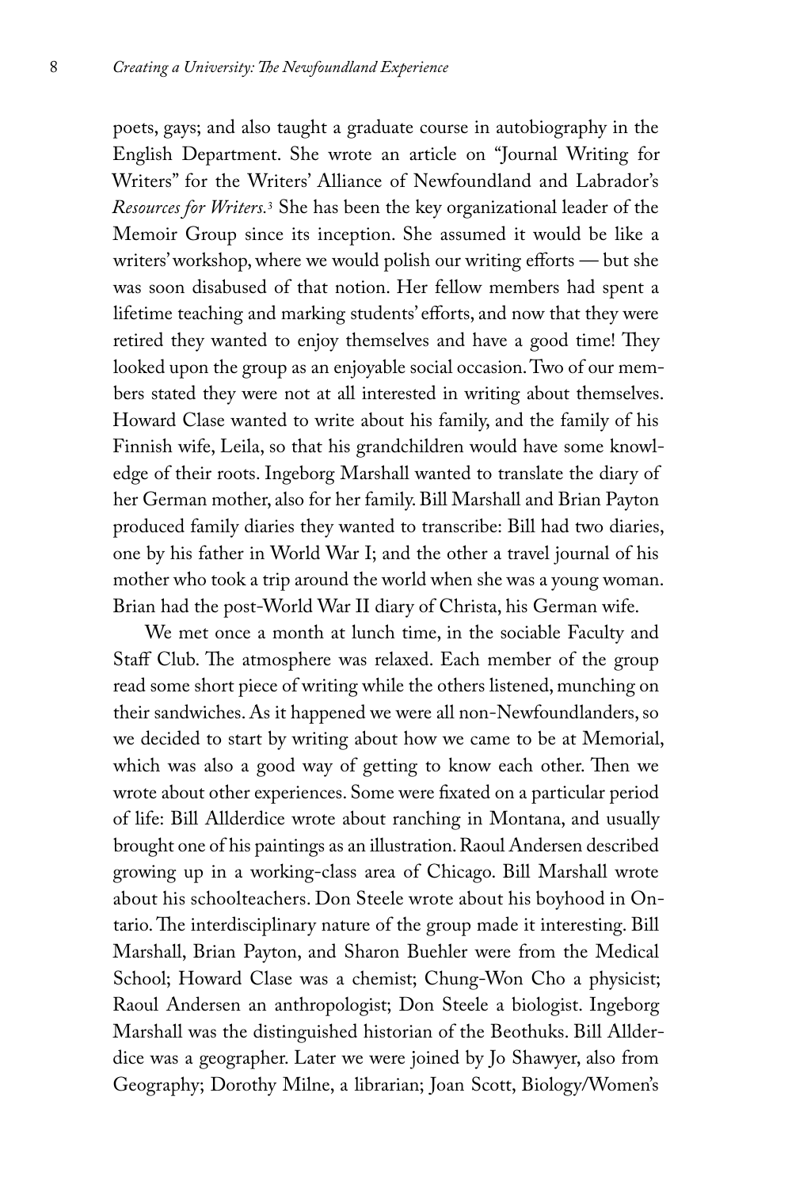poets, gays; and also taught a graduate course in autobiography in the English Department. She wrote an article on "Journal Writing for Writers" for the Writers' Alliance of Newfoundland and Labrador's *Resources for Writers.*[3] She has been the key organizational leader of the Memoir Group since its inception. She assumed it would be like a writers' workshop, where we would polish our writing efforts — but she was soon disabused of that notion. Her fellow members had spent a lifetime teaching and marking students' efforts, and now that they were retired they wanted to enjoy themselves and have a good time! They looked upon the group as an enjoyable social occasion. Two of our members stated they were not at all interested in writing about themselves. Howard Clase wanted to write about his family, and the family of his Finnish wife, Leila, so that his grandchildren would have some knowledge of their roots. Ingeborg Marshall wanted to translate the diary of her German mother, also for her family. Bill Marshall and Brian Payton produced family diaries they wanted to transcribe: Bill had two diaries, one by his father in World War I; and the other a travel journal of his mother who took a trip around the world when she was a young woman. Brian had the post-World War II diary of Christa, his German wife.

We met once a month at lunch time, in the sociable Faculty and Staff Club. The atmosphere was relaxed. Each member of the group read some short piece of writing while the others listened, munching on their sandwiches. As it happened we were all non-Newfoundlanders, so we decided to start by writing about how we came to be at Memorial, which was also a good way of getting to know each other. Then we wrote about other experiences. Some were fixated on a particular period of life: Bill Allderdice wrote about ranching in Montana, and usually brought one of his paintings as an illustration. Raoul Andersen described growing up in a working-class area of Chicago. Bill Marshall wrote about his schoolteachers. Don Steele wrote about his boyhood in Ontario. The interdisciplinary nature of the group made it interesting. Bill Marshall, Brian Payton, and Sharon Buehler were from the Medical School; Howard Clase was a chemist; Chung-Won Cho a physicist; Raoul Andersen an anthropologist; Don Steele a biologist. Ingeborg Marshall was the distinguished historian of the Beothuks. Bill Allderdice was a geographer. Later we were joined by Jo Shawyer, also from Geography; Dorothy Milne, a librarian; Joan Scott, Biology/Women's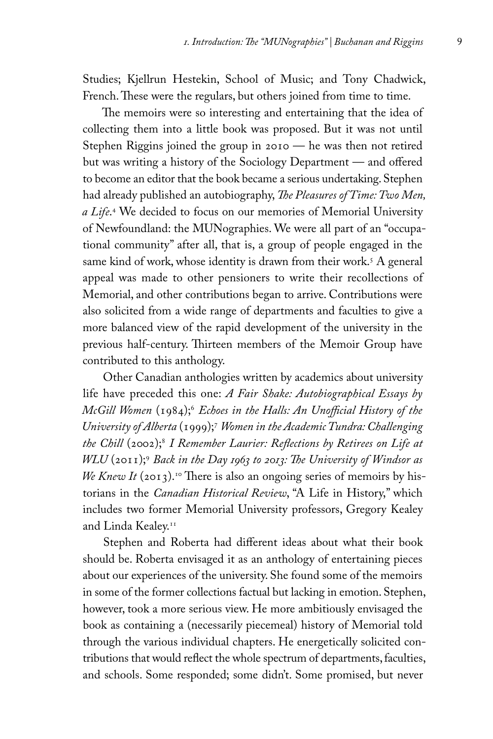Studies; Kjellrun Hestekin, School of Music; and Tony Chadwick, French. These were the regulars, but others joined from time to time.

The memoirs were so interesting and entertaining that the idea of collecting them into a little book was proposed. But it was not until Stephen Riggins joined the group in 2010 — he was then not retired but was writing a history of the Sociology Department — and offered to become an editor that the book became a serious undertaking. Stephen had already published an autobiography, *The Pleasures of Time: Two Men, a Life*.[4] We decided to focus on our memories of Memorial University of Newfoundland: the MUNographies. We were all part of an "occupational community" after all, that is, a group of people engaged in the same kind of work, whose identity is drawn from their work.[5] A general appeal was made to other pensioners to write their recollections of Memorial, and other contributions began to arrive. Contributions were also solicited from a wide range of departments and faculties to give a more balanced view of the rapid development of the university in the previous half-century. Thirteen members of the Memoir Group have contributed to this anthology.

Other Canadian anthologies written by academics about university life have preceded this one: *A Fair Shake: Autobiographical Essays by McGill Women* (1984);[6] *Echoes in the Halls: An Unofficial History of the University of Alberta* (1999);[7] *Women in the Academic Tundra: Challenging the Chill* (2002);[8] *I Remember Laurier: Reflections by Retirees on Life at WLU* (2011);[9] *Back in the Day 1963 to 2013: The University of Windsor as We Knew It* (2013).[10] There is also an ongoing series of memoirs by historians in the *Canadian Historical Review*, "A Life in History," which includes two former Memorial University professors, Gregory Kealey and Linda Kealey.[11]

Stephen and Roberta had different ideas about what their book should be. Roberta envisaged it as an anthology of entertaining pieces about our experiences of the university. She found some of the memoirs in some of the former collections factual but lacking in emotion. Stephen, however, took a more serious view. He more ambitiously envisaged the book as containing a (necessarily piecemeal) history of Memorial told through the various individual chapters. He energetically solicited contributions that would reflect the whole spectrum of departments, faculties, and schools. Some responded; some didn't. Some promised, but never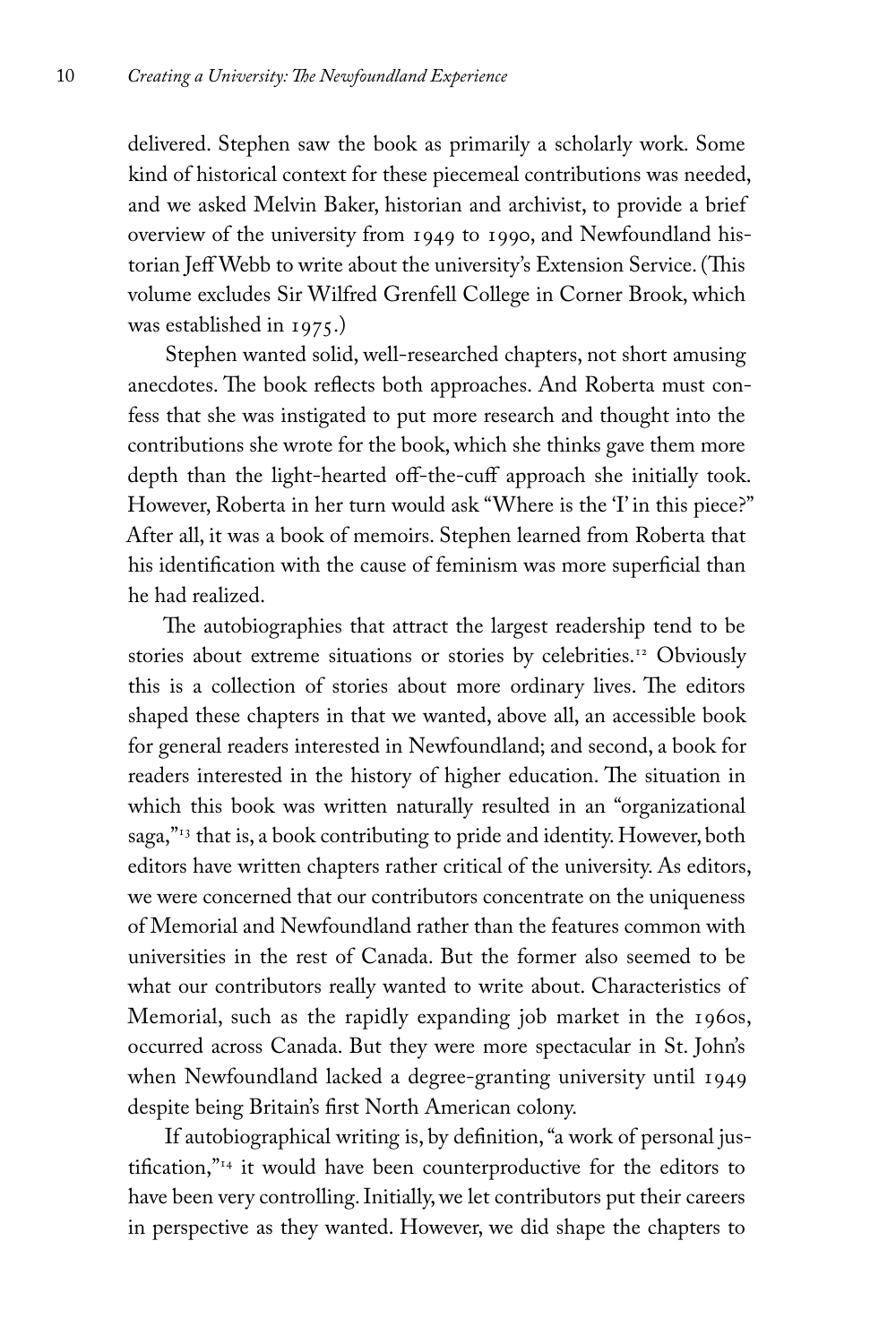delivered. Stephen saw the book as primarily a scholarly work. Some kind of historical context for these piecemeal contributions was needed, and we asked Melvin Baker, historian and archivist, to provide a brief overview of the university from 1949 to 1990, and Newfoundland historian Jeff Webb to write about the university's Extension Service. (This volume excludes Sir Wilfred Grenfell College in Corner Brook, which was established in 1975.)

Stephen wanted solid, well-researched chapters, not short amusing anecdotes. The book reflects both approaches. And Roberta must confess that she was instigated to put more research and thought into the contributions she wrote for the book, which she thinks gave them more depth than the light-hearted off-the-cuff approach she initially took. However, Roberta in her turn would ask "Where is the 'I' in this piece?" After all, it was a book of memoirs. Stephen learned from Roberta that his identification with the cause of feminism was more superficial than he had realized.

The autobiographies that attract the largest readership tend to be stories about extreme situations or stories by celebrities.[12] Obviously this is a collection of stories about more ordinary lives. The editors shaped these chapters in that we wanted, above all, an accessible book for general readers interested in Newfoundland; and second, a book for readers interested in the history of higher education. The situation in which this book was written naturally resulted in an "organizational saga,"[13] that is, a book contributing to pride and identity. However, both editors have written chapters rather critical of the university. As editors, we were concerned that our contributors concentrate on the uniqueness of Memorial and Newfoundland rather than the features common with universities in the rest of Canada. But the former also seemed to be what our contributors really wanted to write about. Characteristics of Memorial, such as the rapidly expanding job market in the 1960s, occurred across Canada. But they were more spectacular in St. John's when Newfoundland lacked a degree-granting university until 1949 despite being Britain's first North American colony.

If autobiographical writing is, by definition, "a work of personal justification,"[14] it would have been counterproductive for the editors to have been very controlling. Initially, we let contributors put their careers in perspective as they wanted. However, we did shape the chapters to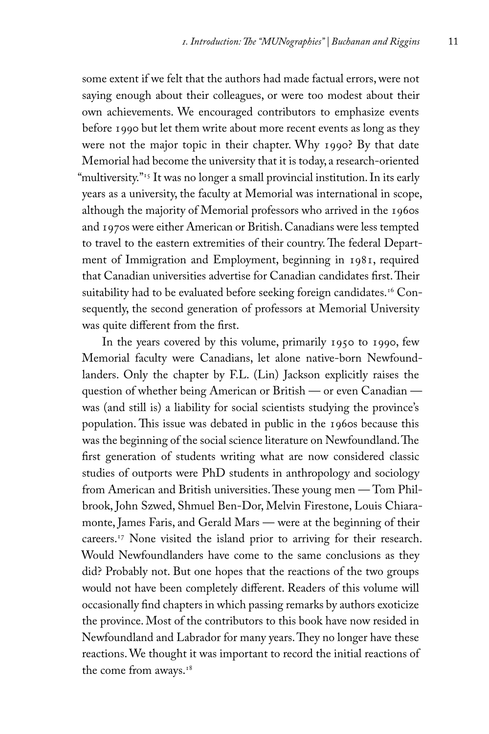some extent if we felt that the authors had made factual errors, were not saying enough about their colleagues, or were too modest about their own achievements. We encouraged contributors to emphasize events before 1990 but let them write about more recent events as long as they were not the major topic in their chapter. Why 1990? By that date Memorial had become the university that it is today, a research-oriented "multiversity."[15] It was no longer a small provincial institution. In its early years as a university, the faculty at Memorial was international in scope, although the majority of Memorial professors who arrived in the 1960s and 1970s were either American or British. Canadians were less tempted to travel to the eastern extremities of their country. The federal Department of Immigration and Employment, beginning in 1981, required that Canadian universities advertise for Canadian candidates first. Their suitability had to be evaluated before seeking foreign candidates.[16] Consequently, the second generation of professors at Memorial University was quite different from the first.

In the years covered by this volume, primarily 1950 to 1990, few Memorial faculty were Canadians, let alone native-born Newfoundlanders. Only the chapter by F.L. (Lin) Jackson explicitly raises the question of whether being American or British — or even Canadian — was (and still is) a liability for social scientists studying the province's population. This issue was debated in public in the 1960s because this was the beginning of the social science literature on Newfoundland. The first generation of students writing what are now considered classic studies of outports were PhD students in anthropology and sociology from American and British universities. These young men — Tom Philbrook, John Szwed, Shmuel Ben-Dor, Melvin Firestone, Louis Chiaramonte, James Faris, and Gerald Mars — were at the beginning of their careers.[17] None visited the island prior to arriving for their research. Would Newfoundlanders have come to the same conclusions as they did? Probably not. But one hopes that the reactions of the two groups would not have been completely different. Readers of this volume will occasionally find chapters in which passing remarks by authors exoticize the province. Most of the contributors to this book have now resided in Newfoundland and Labrador for many years. They no longer have these reactions. We thought it was important to record the initial reactions of the come from aways.[18]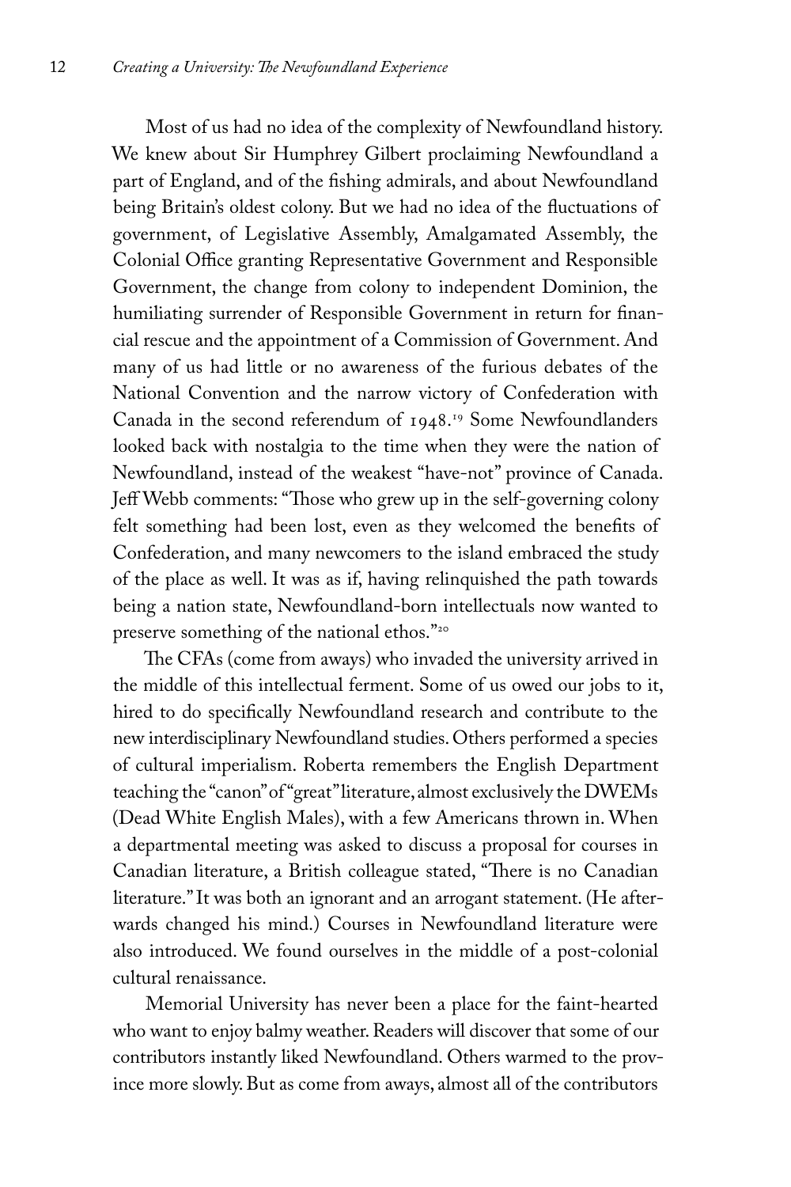Most of us had no idea of the complexity of Newfoundland history. We knew about Sir Humphrey Gilbert proclaiming Newfoundland a part of England, and of the fishing admirals, and about Newfoundland being Britain's oldest colony. But we had no idea of the fluctuations of government, of Legislative Assembly, Amalgamated Assembly, the Colonial Office granting Representative Government and Responsible Government, the change from colony to independent Dominion, the humiliating surrender of Responsible Government in return for financial rescue and the appointment of a Commission of Government. And many of us had little or no awareness of the furious debates of the National Convention and the narrow victory of Confederation with Canada in the second referendum of 1948.[19] Some Newfoundlanders looked back with nostalgia to the time when they were the nation of Newfoundland, instead of the weakest "have-not" province of Canada. Jeff Webb comments: "Those who grew up in the self-governing colony felt something had been lost, even as they welcomed the benefits of Confederation, and many newcomers to the island embraced the study of the place as well. It was as if, having relinquished the path towards being a nation state, Newfoundland-born intellectuals now wanted to preserve something of the national ethos."[20]

The CFAs (come from aways) who invaded the university arrived in the middle of this intellectual ferment. Some of us owed our jobs to it, hired to do specifically Newfoundland research and contribute to the new interdisciplinary Newfoundland studies. Others performed a species of cultural imperialism. Roberta remembers the English Department teaching the "canon" of "great" literature, almost exclusively the DWEMs (Dead White English Males), with a few Americans thrown in. When a departmental meeting was asked to discuss a proposal for courses in Canadian literature, a British colleague stated, "There is no Canadian literature." It was both an ignorant and an arrogant statement. (He afterwards changed his mind.) Courses in Newfoundland literature were also introduced. We found ourselves in the middle of a post-colonial cultural renaissance.

Memorial University has never been a place for the faint-hearted who want to enjoy balmy weather. Readers will discover that some of our contributors instantly liked Newfoundland. Others warmed to the province more slowly. But as come from aways, almost all of the contributors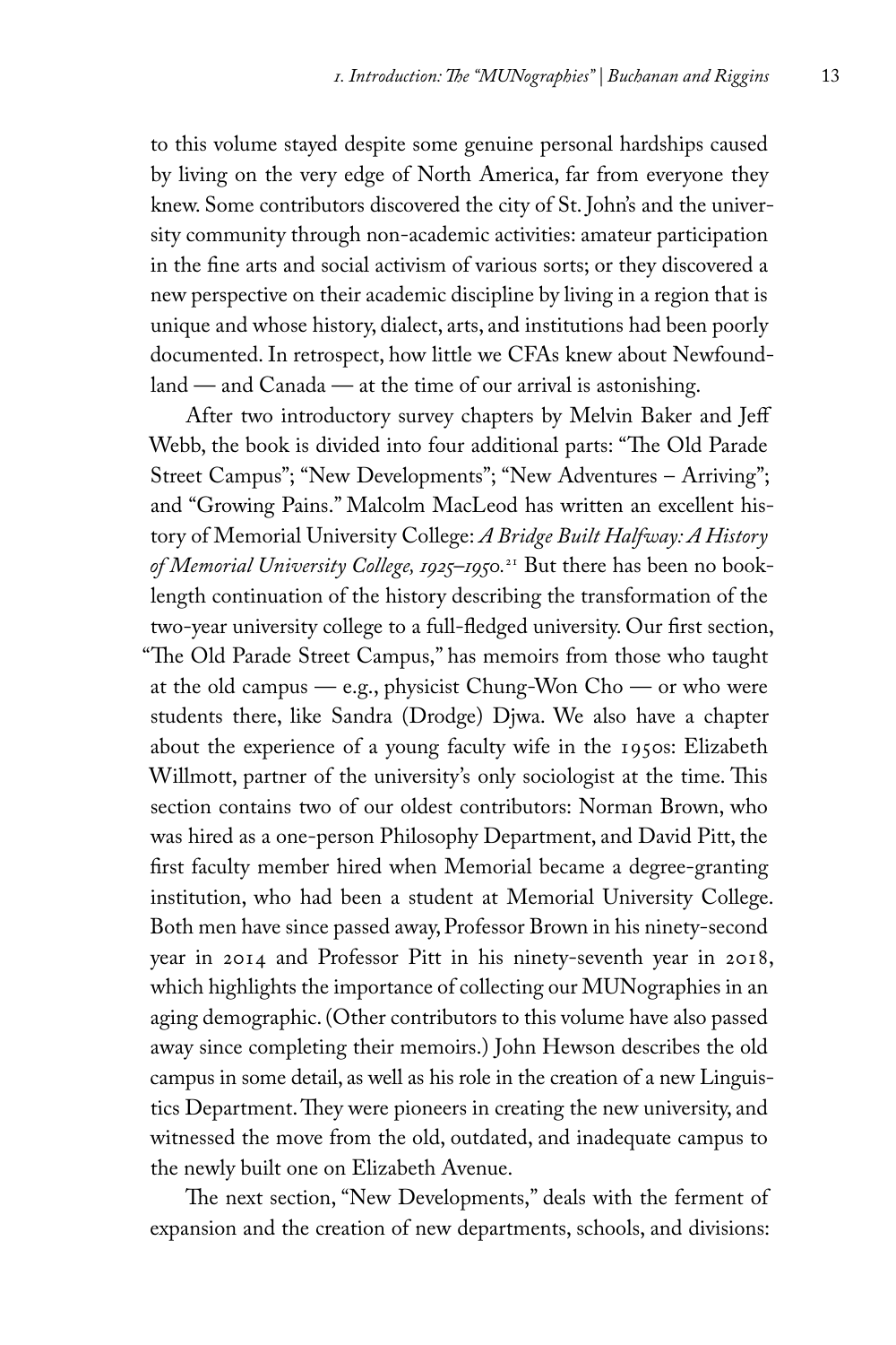to this volume stayed despite some genuine personal hardships caused by living on the very edge of North America, far from everyone they knew. Some contributors discovered the city of St. John's and the university community through non-academic activities: amateur participation in the fine arts and social activism of various sorts; or they discovered a new perspective on their academic discipline by living in a region that is unique and whose history, dialect, arts, and institutions had been poorly documented. In retrospect, how little we CFAs knew about Newfoundland — and Canada — at the time of our arrival is astonishing.

After two introductory survey chapters by Melvin Baker and Jeff Webb, the book is divided into four additional parts: "The Old Parade Street Campus"; "New Developments"; "New Adventures – Arriving"; and "Growing Pains." Malcolm MacLeod has written an excellent history of Memorial University College: *A Bridge Built Halfway: A History of Memorial University College, 1925–1950.*[21] But there has been no book-length continuation of the history describing the transformation of the two-year university college to a full-fledged university. Our first section, "The Old Parade Street Campus," has memoirs from those who taught at the old campus — e.g., physicist Chung-Won Cho — or who were students there, like Sandra (Drodge) Djwa. We also have a chapter about the experience of a young faculty wife in the 1950s: Elizabeth Willmott, partner of the university's only sociologist at the time. This section contains two of our oldest contributors: Norman Brown, who was hired as a one-person Philosophy Department, and David Pitt, the first faculty member hired when Memorial became a degree-granting institution, who had been a student at Memorial University College. Both men have since passed away, Professor Brown in his ninety-second year in 2014 and Professor Pitt in his ninety-seventh year in 2018, which highlights the importance of collecting our MUNographies in an aging demographic. (Other contributors to this volume have also passed away since completing their memoirs.) John Hewson describes the old campus in some detail, as well as his role in the creation of a new Linguistics Department. They were pioneers in creating the new university, and witnessed the move from the old, outdated, and inadequate campus to the newly built one on Elizabeth Avenue.

The next section, "New Developments," deals with the ferment of expansion and the creation of new departments, schools, and divisions: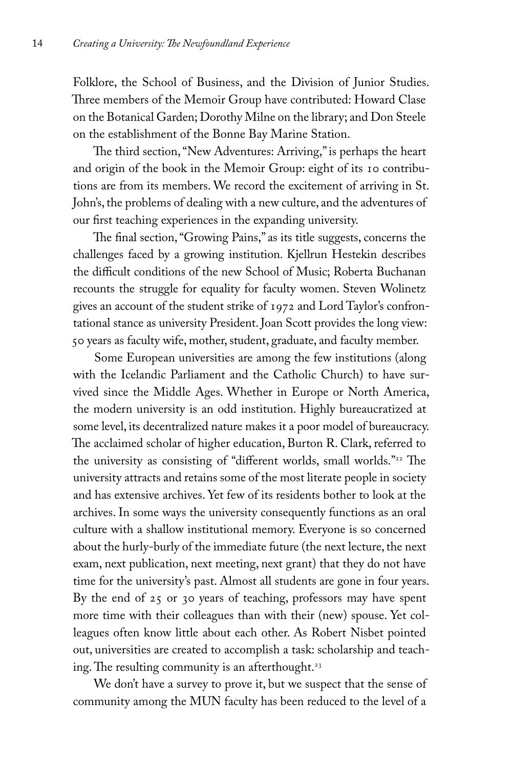Folklore, the School of Business, and the Division of Junior Studies. Three members of the Memoir Group have contributed: Howard Clase on the Botanical Garden; Dorothy Milne on the library; and Don Steele on the establishment of the Bonne Bay Marine Station.

The third section, "New Adventures: Arriving," is perhaps the heart and origin of the book in the Memoir Group: eight of its 10 contributions are from its members. We record the excitement of arriving in St. John's, the problems of dealing with a new culture, and the adventures of our first teaching experiences in the expanding university.

The final section, "Growing Pains," as its title suggests, concerns the challenges faced by a growing institution. Kjellrun Hestekin describes the difficult conditions of the new School of Music; Roberta Buchanan recounts the struggle for equality for faculty women. Steven Wolinetz gives an account of the student strike of 1972 and Lord Taylor's confrontational stance as university President. Joan Scott provides the long view: 50 years as faculty wife, mother, student, graduate, and faculty member.

Some European universities are among the few institutions (along with the Icelandic Parliament and the Catholic Church) to have survived since the Middle Ages. Whether in Europe or North America, the modern university is an odd institution. Highly bureaucratized at some level, its decentralized nature makes it a poor model of bureaucracy. The acclaimed scholar of higher education, Burton R. Clark, referred to the university as consisting of "different worlds, small worlds."[22] The university attracts and retains some of the most literate people in society and has extensive archives. Yet few of its residents bother to look at the archives. In some ways the university consequently functions as an oral culture with a shallow institutional memory. Everyone is so concerned about the hurly-burly of the immediate future (the next lecture, the next exam, next publication, next meeting, next grant) that they do not have time for the university's past. Almost all students are gone in four years. By the end of 25 or 30 years of teaching, professors may have spent more time with their colleagues than with their (new) spouse. Yet colleagues often know little about each other. As Robert Nisbet pointed out, universities are created to accomplish a task: scholarship and teaching. The resulting community is an afterthought.[23]

We don't have a survey to prove it, but we suspect that the sense of community among the MUN faculty has been reduced to the level of a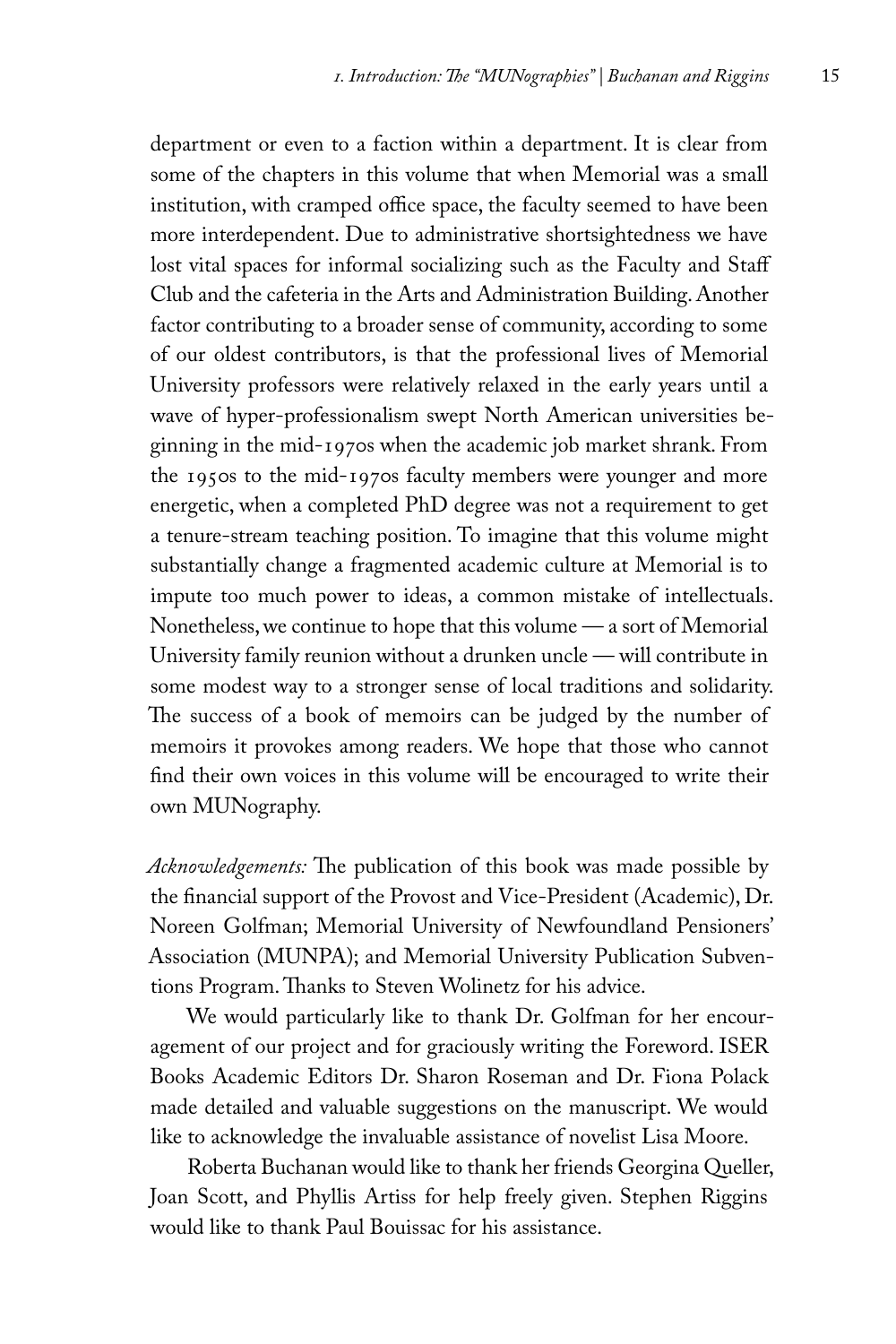department or even to a faction within a department. It is clear from some of the chapters in this volume that when Memorial was a small institution, with cramped office space, the faculty seemed to have been more interdependent. Due to administrative shortsightedness we have lost vital spaces for informal socializing such as the Faculty and Staff Club and the cafeteria in the Arts and Administration Building. Another factor contributing to a broader sense of community, according to some of our oldest contributors, is that the professional lives of Memorial University professors were relatively relaxed in the early years until a wave of hyper-professionalism swept North American universities beginning in the mid-1970s when the academic job market shrank. From the 1950s to the mid-1970s faculty members were younger and more energetic, when a completed PhD degree was not a requirement to get a tenure-stream teaching position. To imagine that this volume might substantially change a fragmented academic culture at Memorial is to impute too much power to ideas, a common mistake of intellectuals. Nonetheless, we continue to hope that this volume — a sort of Memorial University family reunion without a drunken uncle — will contribute in some modest way to a stronger sense of local traditions and solidarity. The success of a book of memoirs can be judged by the number of memoirs it provokes among readers. We hope that those who cannot find their own voices in this volume will be encouraged to write their own MUNography.

*Acknowledgements:* The publication of this book was made possible by the financial support of the Provost and Vice-President (Academic), Dr. Noreen Golfman; Memorial University of Newfoundland Pensioners' Association (MUNPA); and Memorial University Publication Subventions Program. Thanks to Steven Wolinetz for his advice.

We would particularly like to thank Dr. Golfman for her encouragement of our project and for graciously writing the Foreword. ISER Books Academic Editors Dr. Sharon Roseman and Dr. Fiona Polack made detailed and valuable suggestions on the manuscript. We would like to acknowledge the invaluable assistance of novelist Lisa Moore.

Roberta Buchanan would like to thank her friends Georgina Queller, Joan Scott, and Phyllis Artiss for help freely given. Stephen Riggins would like to thank Paul Bouissac for his assistance.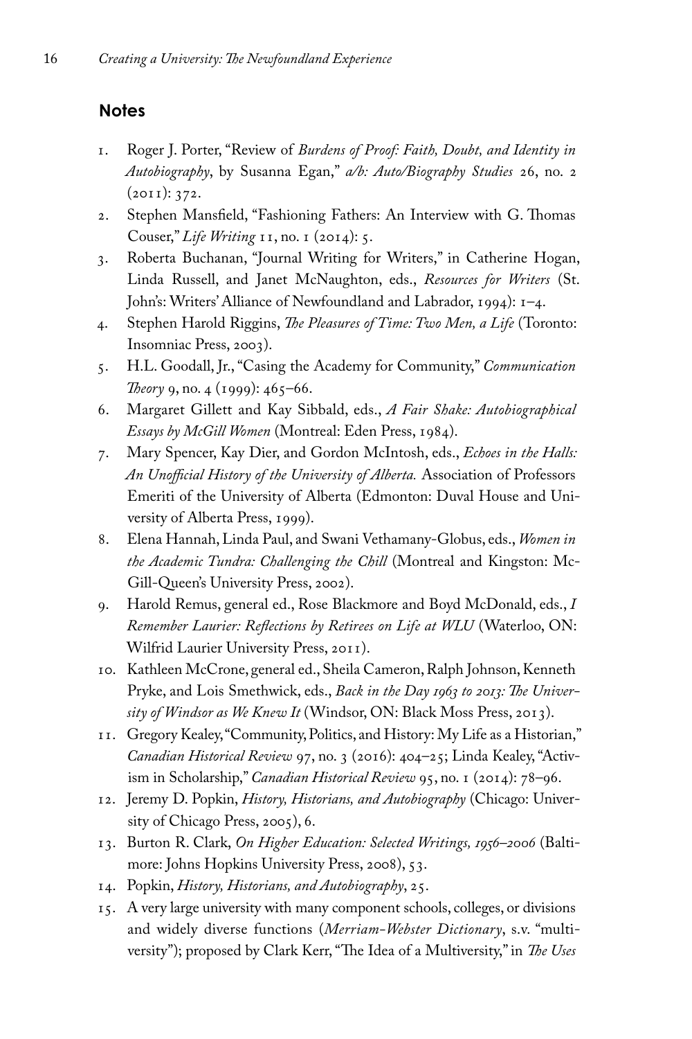## Notes

1. Roger J. Porter, "Review of *Burdens of Proof: Faith, Doubt, and Identity in Autobiography*, by Susanna Egan," *a/b: Auto/Biography Studies* 26, no. 2 (2011): 372.
2. Stephen Mansfield, "Fashioning Fathers: An Interview with G. Thomas Couser," *Life Writing* 11, no. 1 (2014): 5.
3. Roberta Buchanan, "Journal Writing for Writers," in Catherine Hogan, Linda Russell, and Janet McNaughton, eds., *Resources for Writers* (St. John's: Writers' Alliance of Newfoundland and Labrador, 1994): 1–4.
4. Stephen Harold Riggins, *The Pleasures of Time: Two Men, a Life* (Toronto: Insomniac Press, 2003).
5. H.L. Goodall, Jr., "Casing the Academy for Community," *Communication Theory* 9, no. 4 (1999): 465–66.
6. Margaret Gillett and Kay Sibbald, eds., *A Fair Shake: Autobiographical Essays by McGill Women* (Montreal: Eden Press, 1984).
7. Mary Spencer, Kay Dier, and Gordon McIntosh, eds., *Echoes in the Halls: An Unofficial History of the University of Alberta.* Association of Professors Emeriti of the University of Alberta (Edmonton: Duval House and University of Alberta Press, 1999).
8. Elena Hannah, Linda Paul, and Swani Vethamany-Globus, eds., *Women in the Academic Tundra: Challenging the Chill* (Montreal and Kingston: McGill-Queen's University Press, 2002).
9. Harold Remus, general ed., Rose Blackmore and Boyd McDonald, eds., *I Remember Laurier: Reflections by Retirees on Life at WLU* (Waterloo, ON: Wilfrid Laurier University Press, 2011).
10. Kathleen McCrone, general ed., Sheila Cameron, Ralph Johnson, Kenneth Pryke, and Lois Smethwick, eds., *Back in the Day 1963 to 2013: The University of Windsor as We Knew It* (Windsor, ON: Black Moss Press, 2013).
11. Gregory Kealey, "Community, Politics, and History: My Life as a Historian," *Canadian Historical Review* 97, no. 3 (2016): 404–25; Linda Kealey, "Activism in Scholarship," *Canadian Historical Review* 95, no. 1 (2014): 78–96.
12. Jeremy D. Popkin, *History, Historians, and Autobiography* (Chicago: University of Chicago Press, 2005), 6.
13. Burton R. Clark, *On Higher Education: Selected Writings, 1956–2006* (Baltimore: Johns Hopkins University Press, 2008), 53.
14. Popkin, *History, Historians, and Autobiography*, 25.
15. A very large university with many component schools, colleges, or divisions and widely diverse functions (*Merriam-Webster Dictionary*, s.v. "multiversity"); proposed by Clark Kerr, "The Idea of a Multiversity," in *The Uses*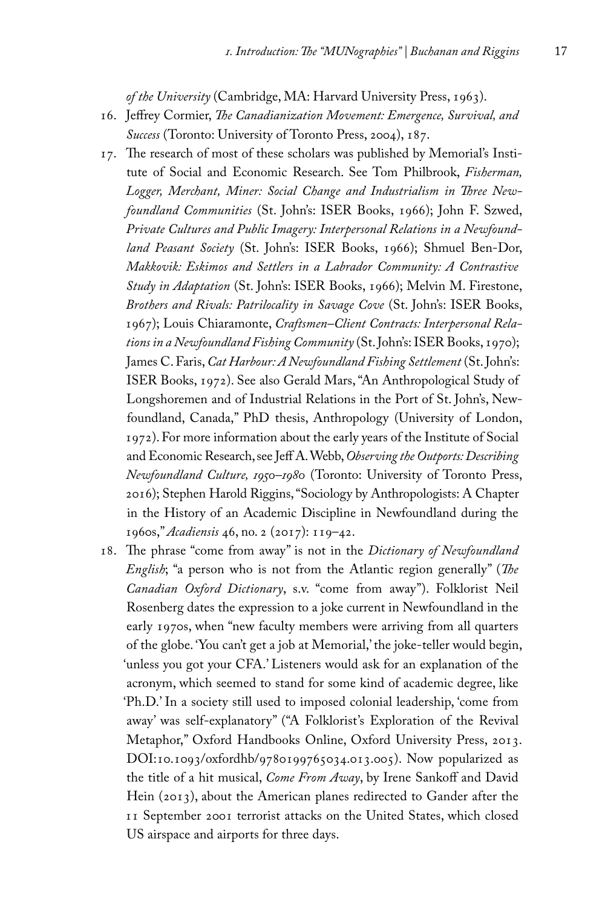*of the University* (Cambridge, MA: Harvard University Press, 1963).

16. Jeffrey Cormier, *The Canadianization Movement: Emergence, Survival, and Success* (Toronto: University of Toronto Press, 2004), 187.
17. The research of most of these scholars was published by Memorial's Institute of Social and Economic Research. See Tom Philbrook, *Fisherman, Logger, Merchant, Miner: Social Change and Industrialism in Three Newfoundland Communities* (St. John's: ISER Books, 1966); John F. Szwed, *Private Cultures and Public Imagery: Interpersonal Relations in a Newfoundland Peasant Society* (St. John's: ISER Books, 1966); Shmuel Ben-Dor, *Makkovik: Eskimos and Settlers in a Labrador Community: A Contrastive Study in Adaptation* (St. John's: ISER Books, 1966); Melvin M. Firestone, *Brothers and Rivals: Patrilocality in Savage Cove* (St. John's: ISER Books, 1967); Louis Chiaramonte, *Craftsmen–Client Contracts: Interpersonal Relations in a Newfoundland Fishing Community* (St. John's: ISER Books, 1970); James C. Faris, *Cat Harbour: A Newfoundland Fishing Settlement* (St. John's: ISER Books, 1972). See also Gerald Mars, "An Anthropological Study of Longshoremen and of Industrial Relations in the Port of St. John's, Newfoundland, Canada," PhD thesis, Anthropology (University of London, 1972). For more information about the early years of the Institute of Social and Economic Research, see Jeff A. Webb, *Observing the Outports: Describing Newfoundland Culture, 1950–1980* (Toronto: University of Toronto Press, 2016); Stephen Harold Riggins, "Sociology by Anthropologists: A Chapter in the History of an Academic Discipline in Newfoundland during the 1960s," *Acadiensis* 46, no. 2 (2017): 119–42.
18. The phrase "come from away" is not in the *Dictionary of Newfoundland English*; "a person who is not from the Atlantic region generally" (*The Canadian Oxford Dictionary*, s.v. "come from away"). Folklorist Neil Rosenberg dates the expression to a joke current in Newfoundland in the early 1970s, when "new faculty members were arriving from all quarters of the globe. 'You can't get a job at Memorial,' the joke-teller would begin, 'unless you got your CFA.' Listeners would ask for an explanation of the acronym, which seemed to stand for some kind of academic degree, like 'Ph.D.' In a society still used to imposed colonial leadership, 'come from away' was self-explanatory" ("A Folklorist's Exploration of the Revival Metaphor," Oxford Handbooks Online, Oxford University Press, 2013. DOI:10.1093/oxfordhb/9780199765034.013.005). Now popularized as the title of a hit musical, *Come From Away*, by Irene Sankoff and David Hein (2013), about the American planes redirected to Gander after the 11 September 2001 terrorist attacks on the United States, which closed US airspace and airports for three days.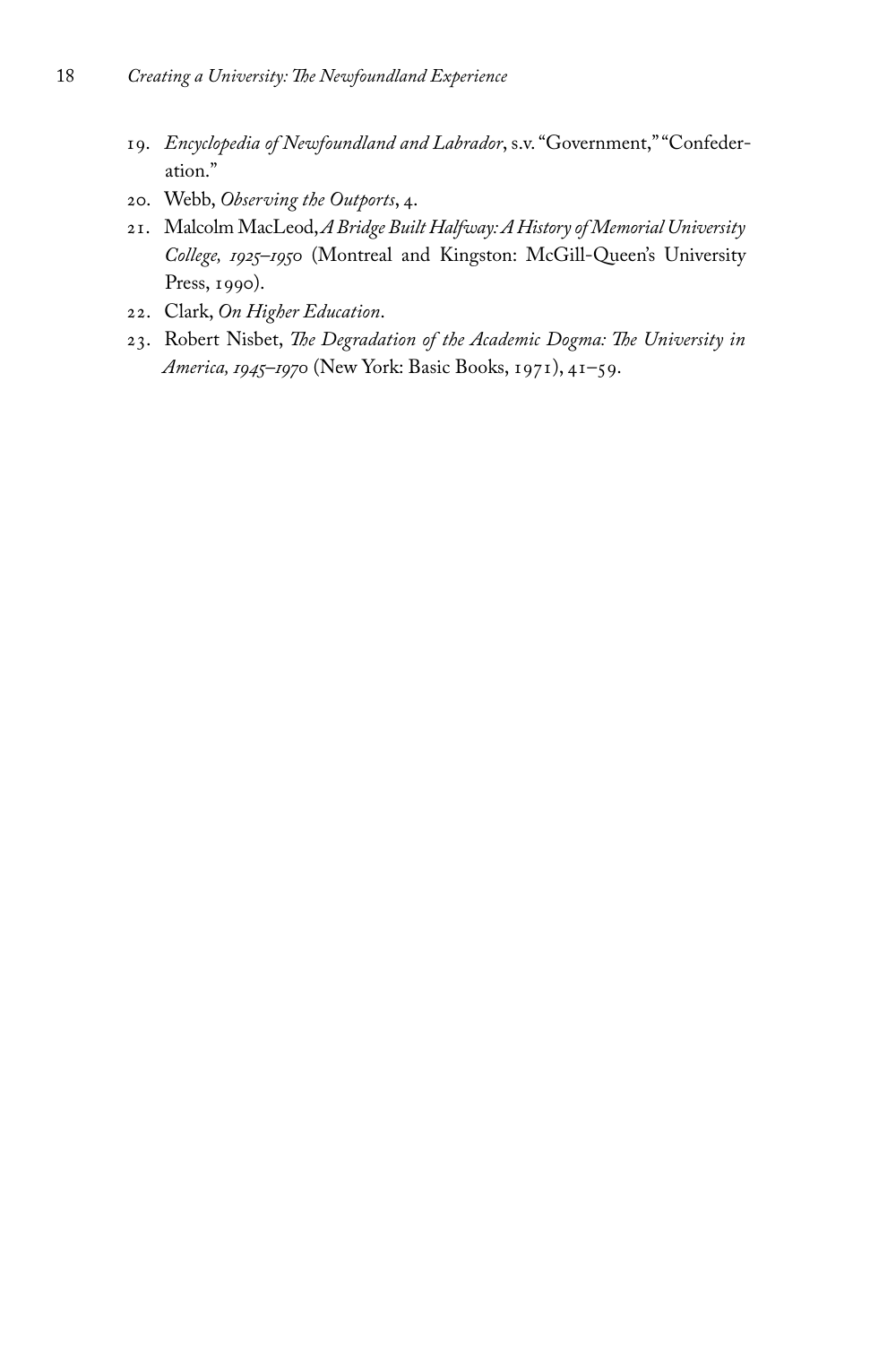19. *Encyclopedia of Newfoundland and Labrador*, s.v. "Government," "Confederation."
20. Webb, *Observing the Outports*, 4.
21. Malcolm MacLeod, *A Bridge Built Halfway: A History of Memorial University College, 1925–1950* (Montreal and Kingston: McGill-Queen's University Press, 1990).
22. Clark, *On Higher Education*.
23. Robert Nisbet, *The Degradation of the Academic Dogma: The University in America, 1945–1970* (New York: Basic Books, 1971), 41–59.